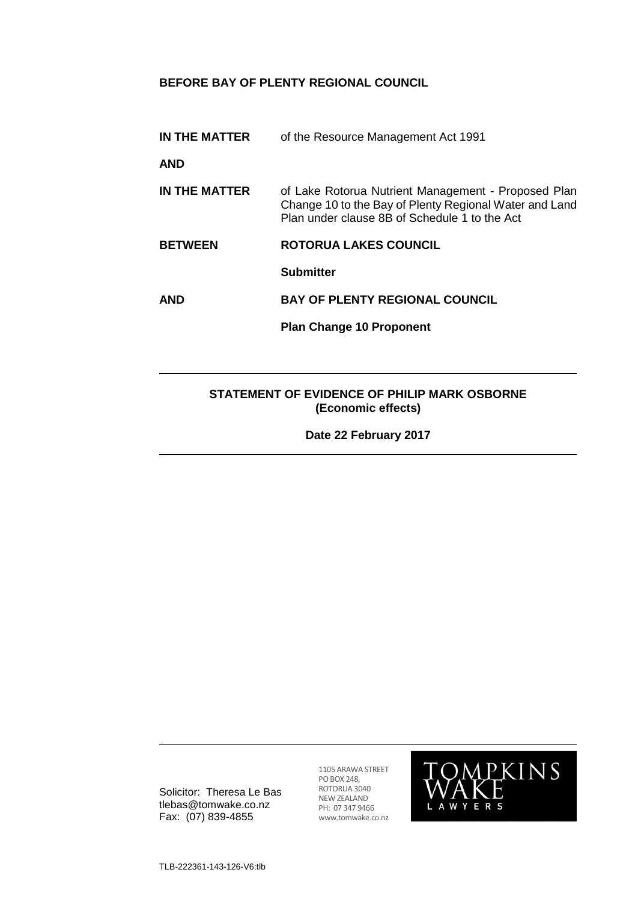**BEFORE BAY OF PLENTY REGIONAL COUNCIL**

| | |
|---|---|
| **IN THE MATTER** | of the Resource Management Act 1991 |
| **AND** | |
| **IN THE MATTER** | of Lake Rotorua Nutrient Management - Proposed Plan Change 10 to the Bay of Plenty Regional Water and Land Plan under clause 8B of Schedule 1 to the Act |
| **BETWEEN** | **ROTORUA LAKES COUNCIL** |
| | **Submitter** |
| **AND** | **BAY OF PLENTY REGIONAL COUNCIL** |
| | **Plan Change 10 Proponent** |

---

**STATEMENT OF EVIDENCE OF PHILIP MARK OSBORNE**
**(Economic effects)**

**Date 22 February 2017**

---

Solicitor: Theresa Le Bas
tlebas@tomwake.co.nz
Fax: (07) 839-4855

1105 ARAWA STREET
PO BOX 248,
ROTORUA 3040
NEW ZEALAND
PH: 07 347 9466
www.tomwake.co.nz

TOMPKINS WAKE LAWYERS

TLB-222361-143-126-V6:tlb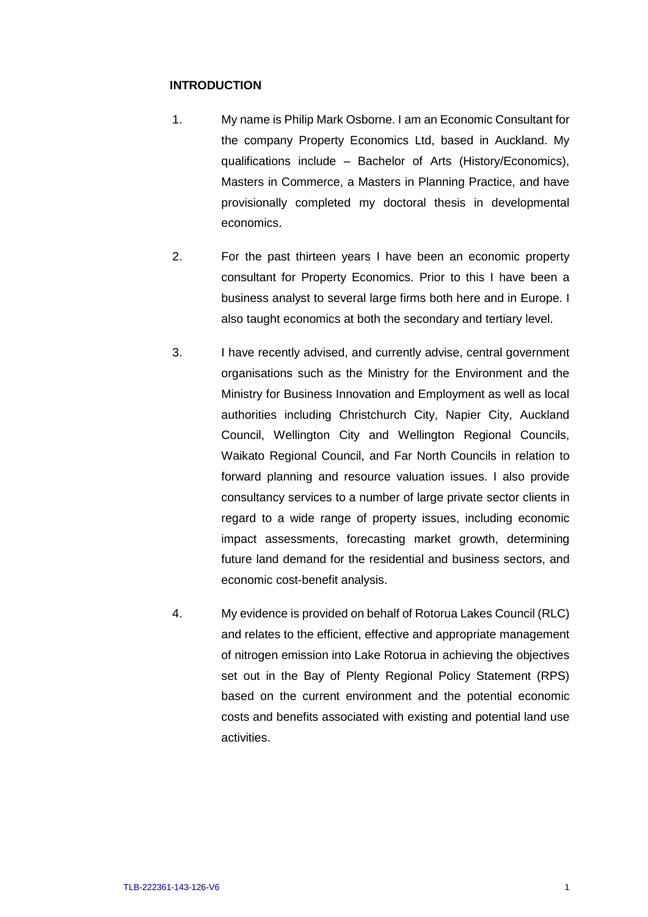**INTRODUCTION**

1. My name is Philip Mark Osborne. I am an Economic Consultant for the company Property Economics Ltd, based in Auckland. My qualifications include – Bachelor of Arts (History/Economics), Masters in Commerce, a Masters in Planning Practice, and have provisionally completed my doctoral thesis in developmental economics.

2. For the past thirteen years I have been an economic property consultant for Property Economics. Prior to this I have been a business analyst to several large firms both here and in Europe. I also taught economics at both the secondary and tertiary level.

3. I have recently advised, and currently advise, central government organisations such as the Ministry for the Environment and the Ministry for Business Innovation and Employment as well as local authorities including Christchurch City, Napier City, Auckland Council, Wellington City and Wellington Regional Councils, Waikato Regional Council, and Far North Councils in relation to forward planning and resource valuation issues. I also provide consultancy services to a number of large private sector clients in regard to a wide range of property issues, including economic impact assessments, forecasting market growth, determining future land demand for the residential and business sectors, and economic cost-benefit analysis.

4. My evidence is provided on behalf of Rotorua Lakes Council (RLC) and relates to the efficient, effective and appropriate management of nitrogen emission into Lake Rotorua in achieving the objectives set out in the Bay of Plenty Regional Policy Statement (RPS) based on the current environment and the potential economic costs and benefits associated with existing and potential land use activities.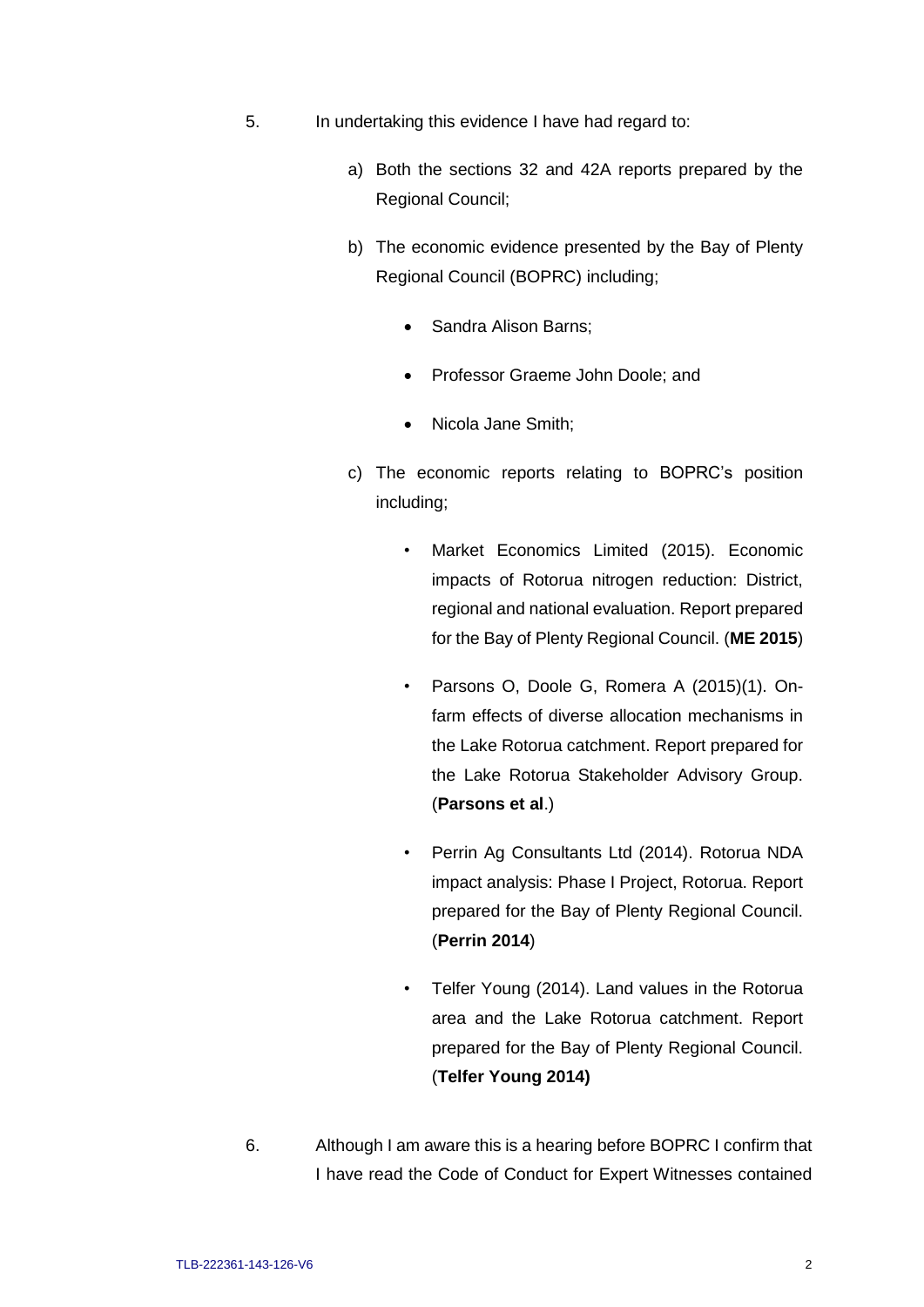5. In undertaking this evidence I have had regard to:

   a) Both the sections 32 and 42A reports prepared by the Regional Council;

   b) The economic evidence presented by the Bay of Plenty Regional Council (BOPRC) including;

      - Sandra Alison Barns;
      - Professor Graeme John Doole; and
      - Nicola Jane Smith;

   c) The economic reports relating to BOPRC's position including;

      - Market Economics Limited (2015). Economic impacts of Rotorua nitrogen reduction: District, regional and national evaluation. Report prepared for the Bay of Plenty Regional Council. (**ME 2015**)
      - Parsons O, Doole G, Romera A (2015)(1). On-farm effects of diverse allocation mechanisms in the Lake Rotorua catchment. Report prepared for the Lake Rotorua Stakeholder Advisory Group. (**Parsons et al**.)
      - Perrin Ag Consultants Ltd (2014). Rotorua NDA impact analysis: Phase I Project, Rotorua. Report prepared for the Bay of Plenty Regional Council. (**Perrin 2014**)
      - Telfer Young (2014). Land values in the Rotorua area and the Lake Rotorua catchment. Report prepared for the Bay of Plenty Regional Council. (**Telfer Young 2014)**

6. Although I am aware this is a hearing before BOPRC I confirm that I have read the Code of Conduct for Expert Witnesses contained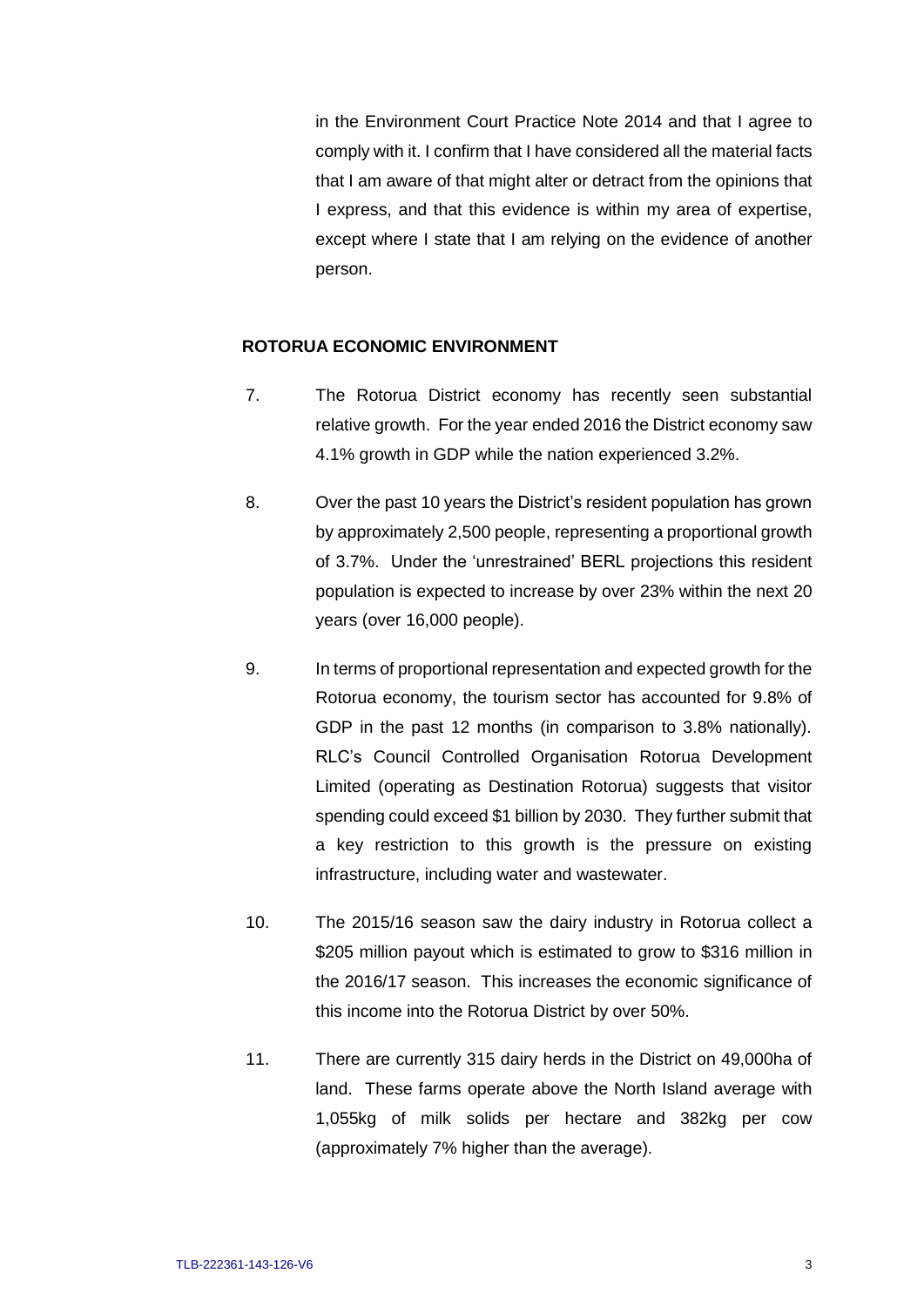in the Environment Court Practice Note 2014 and that I agree to comply with it. I confirm that I have considered all the material facts that I am aware of that might alter or detract from the opinions that I express, and that this evidence is within my area of expertise, except where I state that I am relying on the evidence of another person.

## ROTORUA ECONOMIC ENVIRONMENT

7. The Rotorua District economy has recently seen substantial relative growth. For the year ended 2016 the District economy saw 4.1% growth in GDP while the nation experienced 3.2%.

8. Over the past 10 years the District's resident population has grown by approximately 2,500 people, representing a proportional growth of 3.7%. Under the 'unrestrained' BERL projections this resident population is expected to increase by over 23% within the next 20 years (over 16,000 people).

9. In terms of proportional representation and expected growth for the Rotorua economy, the tourism sector has accounted for 9.8% of GDP in the past 12 months (in comparison to 3.8% nationally). RLC's Council Controlled Organisation Rotorua Development Limited (operating as Destination Rotorua) suggests that visitor spending could exceed $1 billion by 2030. They further submit that a key restriction to this growth is the pressure on existing infrastructure, including water and wastewater.

10. The 2015/16 season saw the dairy industry in Rotorua collect a $205 million payout which is estimated to grow to $316 million in the 2016/17 season. This increases the economic significance of this income into the Rotorua District by over 50%.

11. There are currently 315 dairy herds in the District on 49,000ha of land. These farms operate above the North Island average with 1,055kg of milk solids per hectare and 382kg per cow (approximately 7% higher than the average).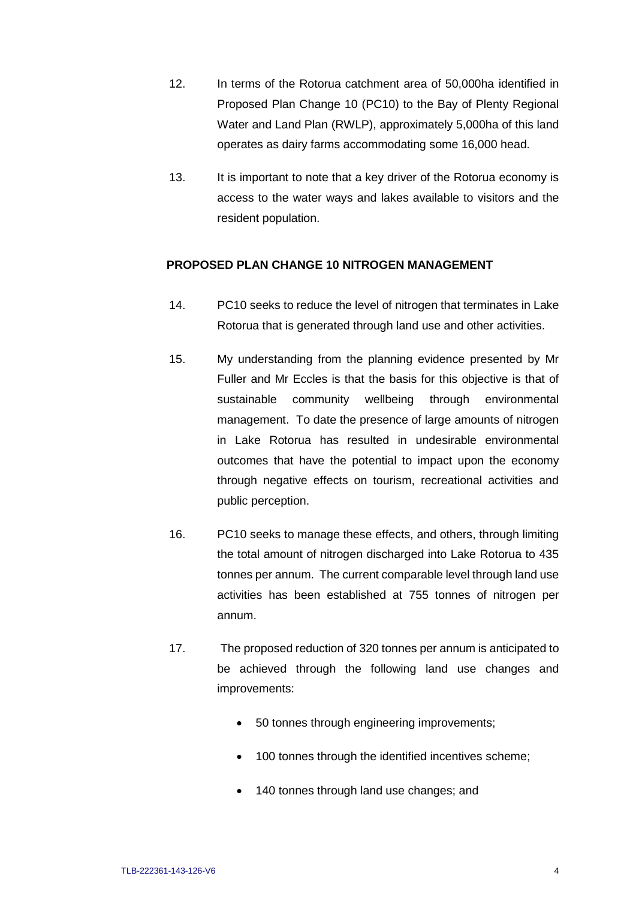12. In terms of the Rotorua catchment area of 50,000ha identified in Proposed Plan Change 10 (PC10) to the Bay of Plenty Regional Water and Land Plan (RWLP), approximately 5,000ha of this land operates as dairy farms accommodating some 16,000 head.

13. It is important to note that a key driver of the Rotorua economy is access to the water ways and lakes available to visitors and the resident population.

## PROPOSED PLAN CHANGE 10 NITROGEN MANAGEMENT

14. PC10 seeks to reduce the level of nitrogen that terminates in Lake Rotorua that is generated through land use and other activities.

15. My understanding from the planning evidence presented by Mr Fuller and Mr Eccles is that the basis for this objective is that of sustainable community wellbeing through environmental management. To date the presence of large amounts of nitrogen in Lake Rotorua has resulted in undesirable environmental outcomes that have the potential to impact upon the economy through negative effects on tourism, recreational activities and public perception.

16. PC10 seeks to manage these effects, and others, through limiting the total amount of nitrogen discharged into Lake Rotorua to 435 tonnes per annum. The current comparable level through land use activities has been established at 755 tonnes of nitrogen per annum.

17. The proposed reduction of 320 tonnes per annum is anticipated to be achieved through the following land use changes and improvements:

    - 50 tonnes through engineering improvements;
    - 100 tonnes through the identified incentives scheme;
    - 140 tonnes through land use changes; and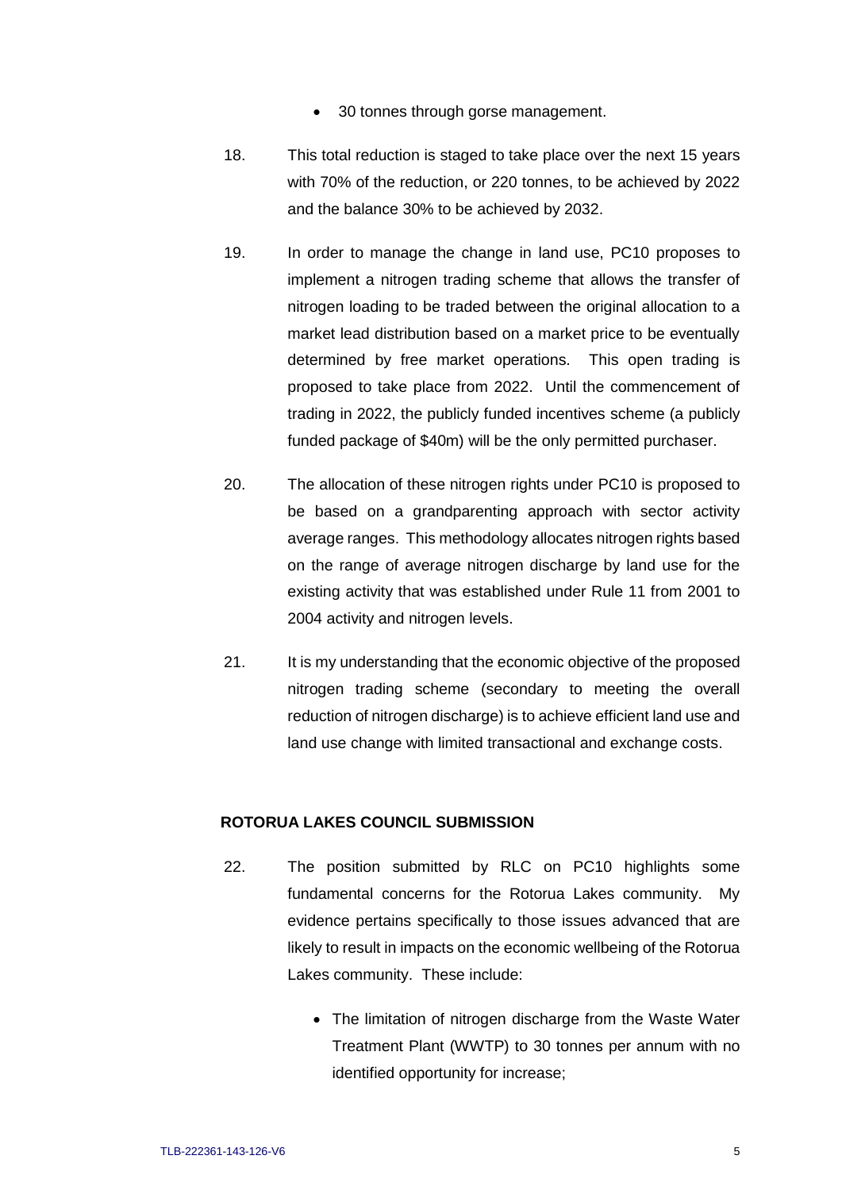- 30 tonnes through gorse management.

18. This total reduction is staged to take place over the next 15 years with 70% of the reduction, or 220 tonnes, to be achieved by 2022 and the balance 30% to be achieved by 2032.

19. In order to manage the change in land use, PC10 proposes to implement a nitrogen trading scheme that allows the transfer of nitrogen loading to be traded between the original allocation to a market lead distribution based on a market price to be eventually determined by free market operations. This open trading is proposed to take place from 2022. Until the commencement of trading in 2022, the publicly funded incentives scheme (a publicly funded package of $40m) will be the only permitted purchaser.

20. The allocation of these nitrogen rights under PC10 is proposed to be based on a grandparenting approach with sector activity average ranges. This methodology allocates nitrogen rights based on the range of average nitrogen discharge by land use for the existing activity that was established under Rule 11 from 2001 to 2004 activity and nitrogen levels.

21. It is my understanding that the economic objective of the proposed nitrogen trading scheme (secondary to meeting the overall reduction of nitrogen discharge) is to achieve efficient land use and land use change with limited transactional and exchange costs.

**ROTORUA LAKES COUNCIL SUBMISSION**

22. The position submitted by RLC on PC10 highlights some fundamental concerns for the Rotorua Lakes community. My evidence pertains specifically to those issues advanced that are likely to result in impacts on the economic wellbeing of the Rotorua Lakes community. These include:

    - The limitation of nitrogen discharge from the Waste Water Treatment Plant (WWTP) to 30 tonnes per annum with no identified opportunity for increase;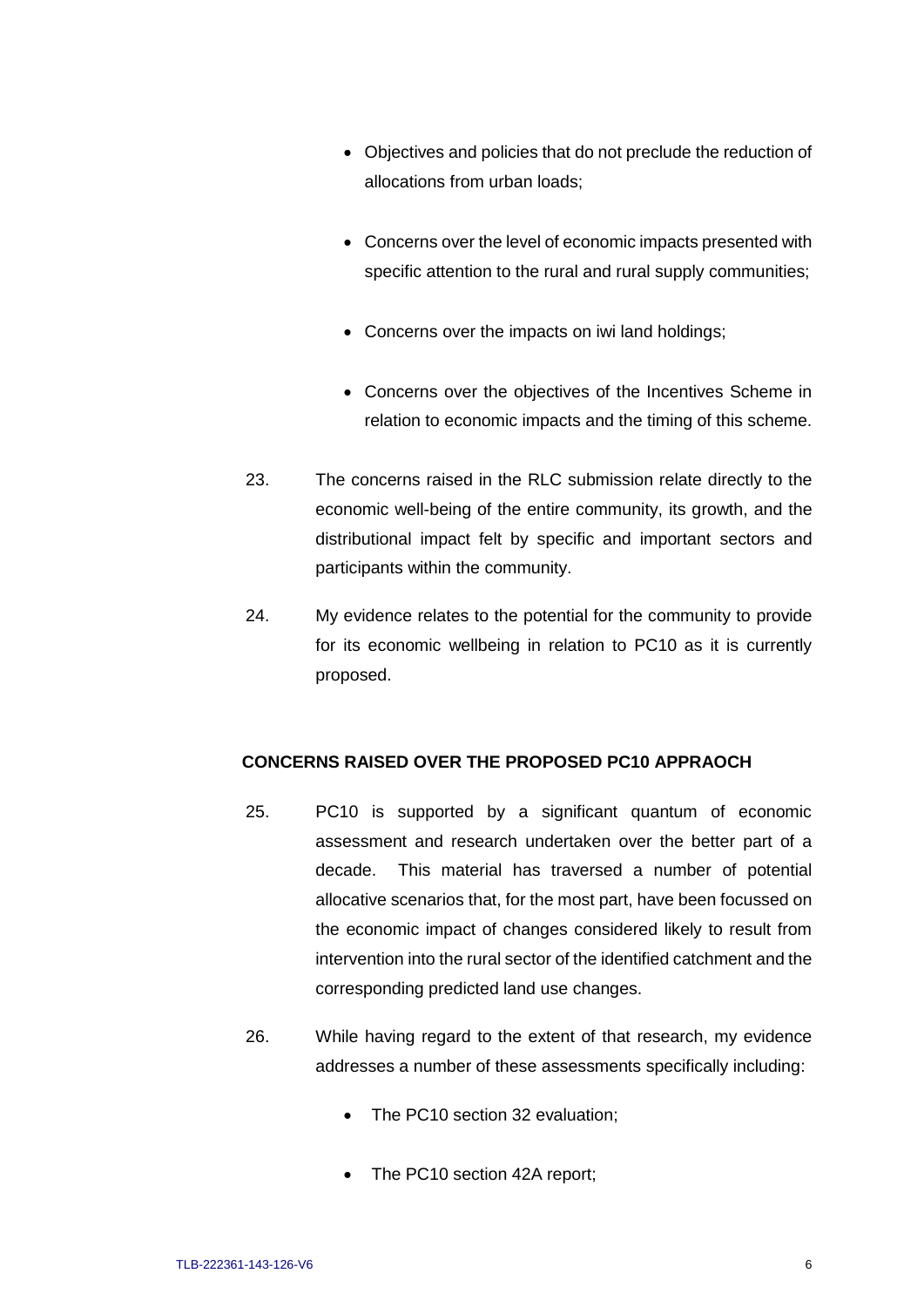- Objectives and policies that do not preclude the reduction of allocations from urban loads;

- Concerns over the level of economic impacts presented with specific attention to the rural and rural supply communities;

- Concerns over the impacts on iwi land holdings;

- Concerns over the objectives of the Incentives Scheme in relation to economic impacts and the timing of this scheme.

23. The concerns raised in the RLC submission relate directly to the economic well-being of the entire community, its growth, and the distributional impact felt by specific and important sectors and participants within the community.

24. My evidence relates to the potential for the community to provide for its economic wellbeing in relation to PC10 as it is currently proposed.

## CONCERNS RAISED OVER THE PROPOSED PC10 APPRAOCH

25. PC10 is supported by a significant quantum of economic assessment and research undertaken over the better part of a decade. This material has traversed a number of potential allocative scenarios that, for the most part, have been focussed on the economic impact of changes considered likely to result from intervention into the rural sector of the identified catchment and the corresponding predicted land use changes.

26. While having regard to the extent of that research, my evidence addresses a number of these assessments specifically including:

    - The PC10 section 32 evaluation;

    - The PC10 section 42A report;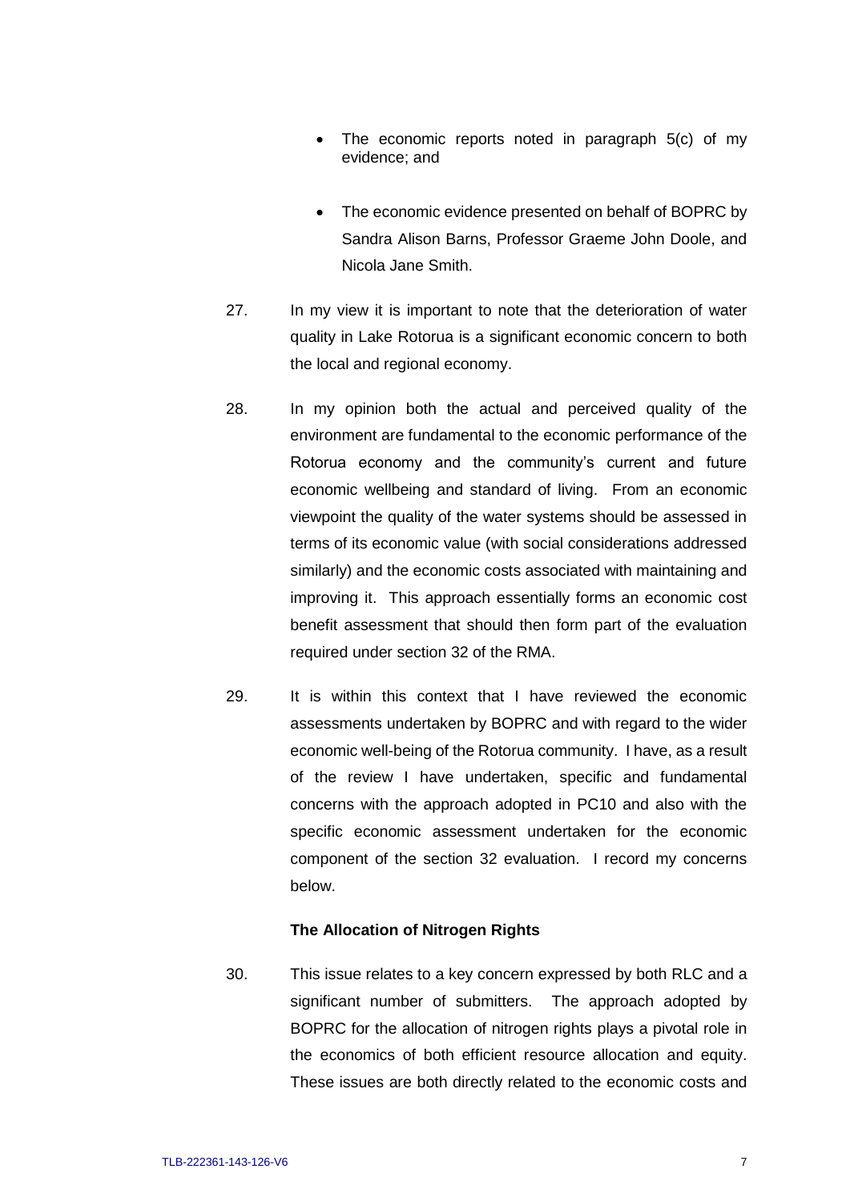- The economic reports noted in paragraph 5(c) of my evidence; and
- The economic evidence presented on behalf of BOPRC by Sandra Alison Barns, Professor Graeme John Doole, and Nicola Jane Smith.

27. In my view it is important to note that the deterioration of water quality in Lake Rotorua is a significant economic concern to both the local and regional economy.

28. In my opinion both the actual and perceived quality of the environment are fundamental to the economic performance of the Rotorua economy and the community's current and future economic wellbeing and standard of living. From an economic viewpoint the quality of the water systems should be assessed in terms of its economic value (with social considerations addressed similarly) and the economic costs associated with maintaining and improving it. This approach essentially forms an economic cost benefit assessment that should then form part of the evaluation required under section 32 of the RMA.

29. It is within this context that I have reviewed the economic assessments undertaken by BOPRC and with regard to the wider economic well-being of the Rotorua community. I have, as a result of the review I have undertaken, specific and fundamental concerns with the approach adopted in PC10 and also with the specific economic assessment undertaken for the economic component of the section 32 evaluation. I record my concerns below.

**The Allocation of Nitrogen Rights**

30. This issue relates to a key concern expressed by both RLC and a significant number of submitters. The approach adopted by BOPRC for the allocation of nitrogen rights plays a pivotal role in the economics of both efficient resource allocation and equity. These issues are both directly related to the economic costs and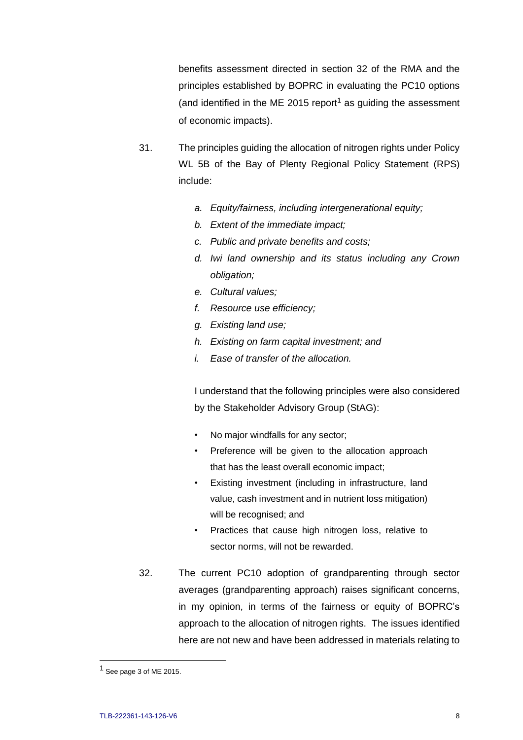benefits assessment directed in section 32 of the RMA and the principles established by BOPRC in evaluating the PC10 options (and identified in the ME 2015 report[1] as guiding the assessment of economic impacts).

31. The principles guiding the allocation of nitrogen rights under Policy WL 5B of the Bay of Plenty Regional Policy Statement (RPS) include:

    *a. Equity/fairness, including intergenerational equity;*
    *b. Extent of the immediate impact;*
    *c. Public and private benefits and costs;*
    *d. Iwi land ownership and its status including any Crown obligation;*
    *e. Cultural values;*
    *f. Resource use efficiency;*
    *g. Existing land use;*
    *h. Existing on farm capital investment; and*
    *i. Ease of transfer of the allocation.*

    I understand that the following principles were also considered by the Stakeholder Advisory Group (StAG):

    - No major windfalls for any sector;
    - Preference will be given to the allocation approach that has the least overall economic impact;
    - Existing investment (including in infrastructure, land value, cash investment and in nutrient loss mitigation) will be recognised; and
    - Practices that cause high nitrogen loss, relative to sector norms, will not be rewarded.

32. The current PC10 adoption of grandparenting through sector averages (grandparenting approach) raises significant concerns, in my opinion, in terms of the fairness or equity of BOPRC's approach to the allocation of nitrogen rights. The issues identified here are not new and have been addressed in materials relating to

---

[1] See page 3 of ME 2015.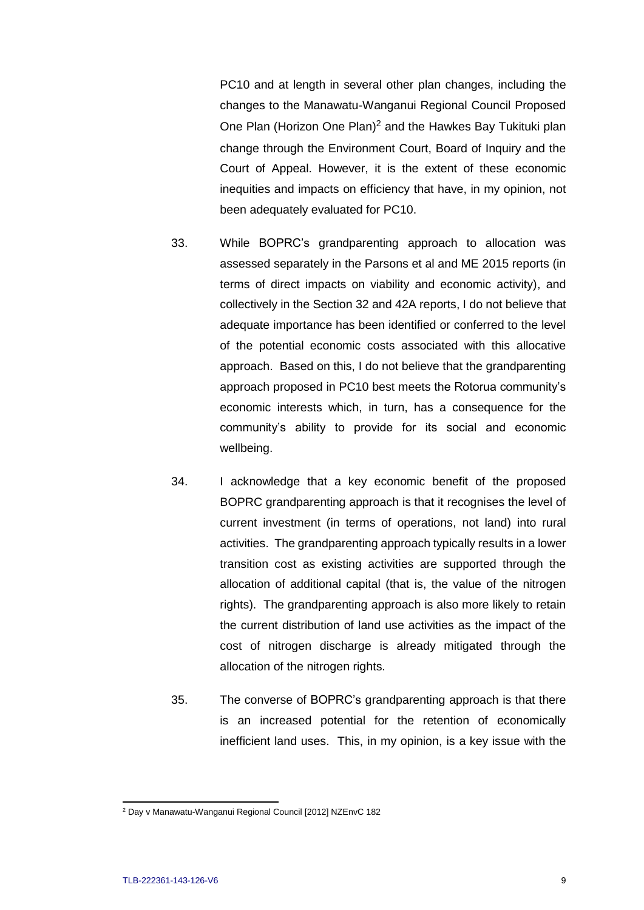PC10 and at length in several other plan changes, including the changes to the Manawatu-Wanganui Regional Council Proposed One Plan (Horizon One Plan)[2] and the Hawkes Bay Tukituki plan change through the Environment Court, Board of Inquiry and the Court of Appeal. However, it is the extent of these economic inequities and impacts on efficiency that have, in my opinion, not been adequately evaluated for PC10.

33. While BOPRC's grandparenting approach to allocation was assessed separately in the Parsons et al and ME 2015 reports (in terms of direct impacts on viability and economic activity), and collectively in the Section 32 and 42A reports, I do not believe that adequate importance has been identified or conferred to the level of the potential economic costs associated with this allocative approach. Based on this, I do not believe that the grandparenting approach proposed in PC10 best meets the Rotorua community's economic interests which, in turn, has a consequence for the community's ability to provide for its social and economic wellbeing.

34. I acknowledge that a key economic benefit of the proposed BOPRC grandparenting approach is that it recognises the level of current investment (in terms of operations, not land) into rural activities. The grandparenting approach typically results in a lower transition cost as existing activities are supported through the allocation of additional capital (that is, the value of the nitrogen rights). The grandparenting approach is also more likely to retain the current distribution of land use activities as the impact of the cost of nitrogen discharge is already mitigated through the allocation of the nitrogen rights.

35. The converse of BOPRC's grandparenting approach is that there is an increased potential for the retention of economically inefficient land uses. This, in my opinion, is a key issue with the

---

[2] Day v Manawatu-Wanganui Regional Council [2012] NZEnvC 182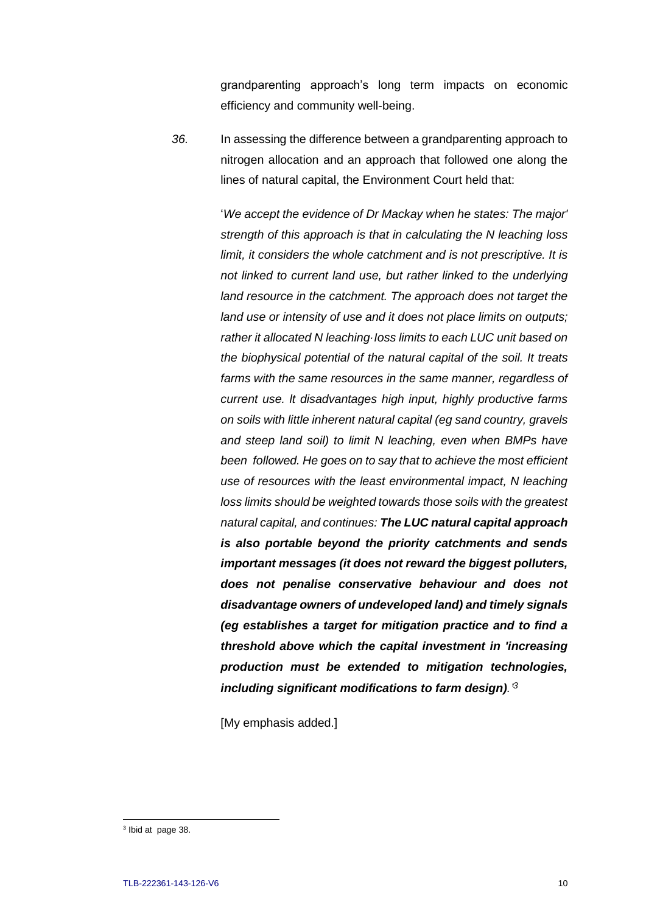grandparenting approach's long term impacts on economic efficiency and community well-being.

*36.* In assessing the difference between a grandparenting approach to nitrogen allocation and an approach that followed one along the lines of natural capital, the Environment Court held that:

> '*We accept the evidence of Dr Mackay when he states: The major' strength of this approach is that in calculating the N leaching loss limit, it considers the whole catchment and is not prescriptive. It is not linked to current land use, but rather linked to the underlying land resource in the catchment. The approach does not target the land use or intensity of use and it does not place limits on outputs; rather it allocated N leaching·Ioss limits to each LUC unit based on the biophysical potential of the natural capital of the soil. It treats farms with the same resources in the same manner, regardless of current use. lt disadvantages high input, highly productive farms on soils with little inherent natural capital (eg sand country, gravels and steep land soil) to limit N leaching, even when BMPs have been followed. He goes on to say that to achieve the most efficient use of resources with the least environmental impact, N leaching loss limits should be weighted towards those soils with the greatest natural capital, and continues:* ***The LUC natural capital approach is also portable beyond the priority catchments and sends important messages (it does not reward the biggest polluters, does not penalise conservative behaviour and does not disadvantage owners of undeveloped land) and timely signals (eg establishes a target for mitigation practice and to find a threshold above which the capital investment in 'increasing production must be extended to mitigation technologies, including significant modifications to farm design).***'[3]
>
> [My emphasis added.]

---

[3] Ibid at page 38.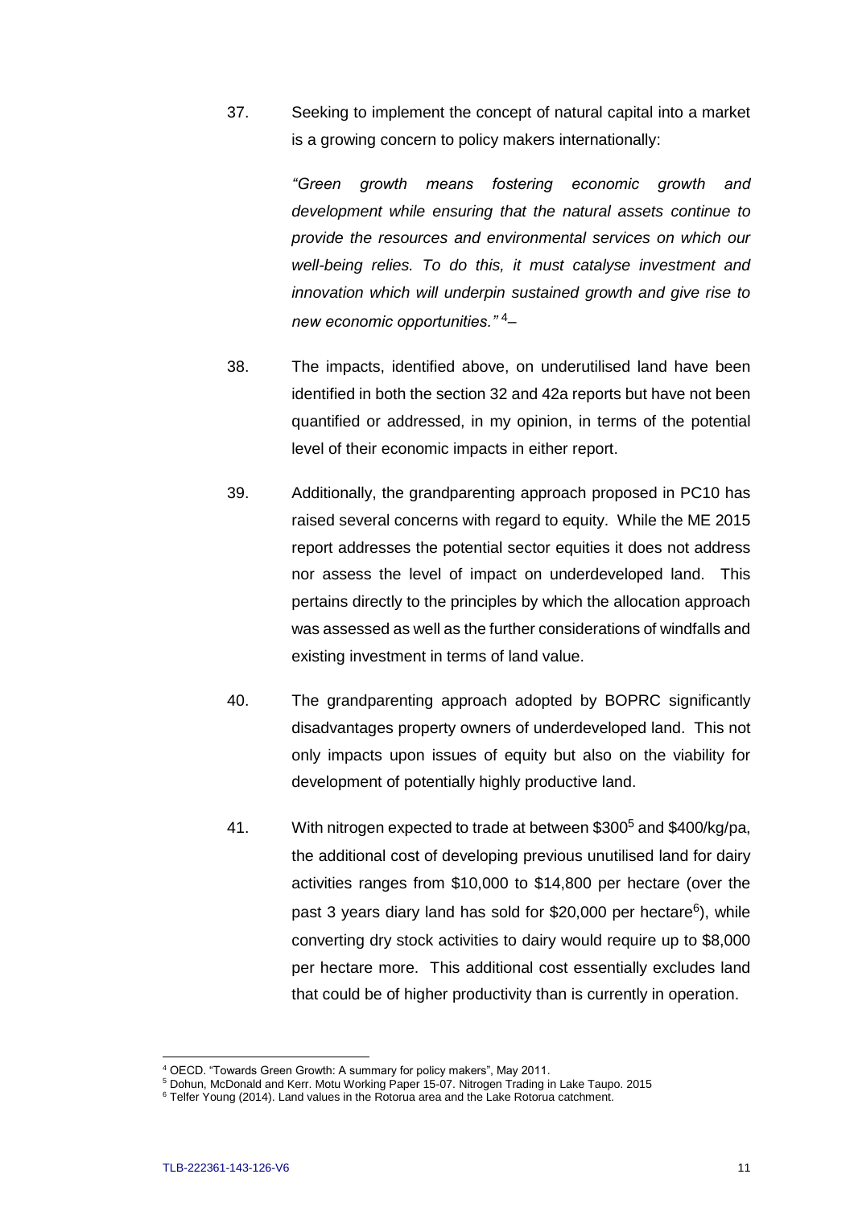37. Seeking to implement the concept of natural capital into a market is a growing concern to policy makers internationally:

    *"Green growth means fostering economic growth and development while ensuring that the natural assets continue to provide the resources and environmental services on which our well-being relies. To do this, it must catalyse investment and innovation which will underpin sustained growth and give rise to new economic opportunities."* [4]–

38. The impacts, identified above, on underutilised land have been identified in both the section 32 and 42a reports but have not been quantified or addressed, in my opinion, in terms of the potential level of their economic impacts in either report.

39. Additionally, the grandparenting approach proposed in PC10 has raised several concerns with regard to equity. While the ME 2015 report addresses the potential sector equities it does not address nor assess the level of impact on underdeveloped land. This pertains directly to the principles by which the allocation approach was assessed as well as the further considerations of windfalls and existing investment in terms of land value.

40. The grandparenting approach adopted by BOPRC significantly disadvantages property owners of underdeveloped land. This not only impacts upon issues of equity but also on the viability for development of potentially highly productive land.

41. With nitrogen expected to trade at between $300[5] and $400/kg/pa, the additional cost of developing previous unutilised land for dairy activities ranges from $10,000 to $14,800 per hectare (over the past 3 years diary land has sold for $20,000 per hectare[6]), while converting dry stock activities to dairy would require up to $8,000 per hectare more. This additional cost essentially excludes land that could be of higher productivity than is currently in operation.

---

[4] OECD. "Towards Green Growth: A summary for policy makers", May 2011.

[5] Dohun, McDonald and Kerr. Motu Working Paper 15-07. Nitrogen Trading in Lake Taupo. 2015

[6] Telfer Young (2014). Land values in the Rotorua area and the Lake Rotorua catchment.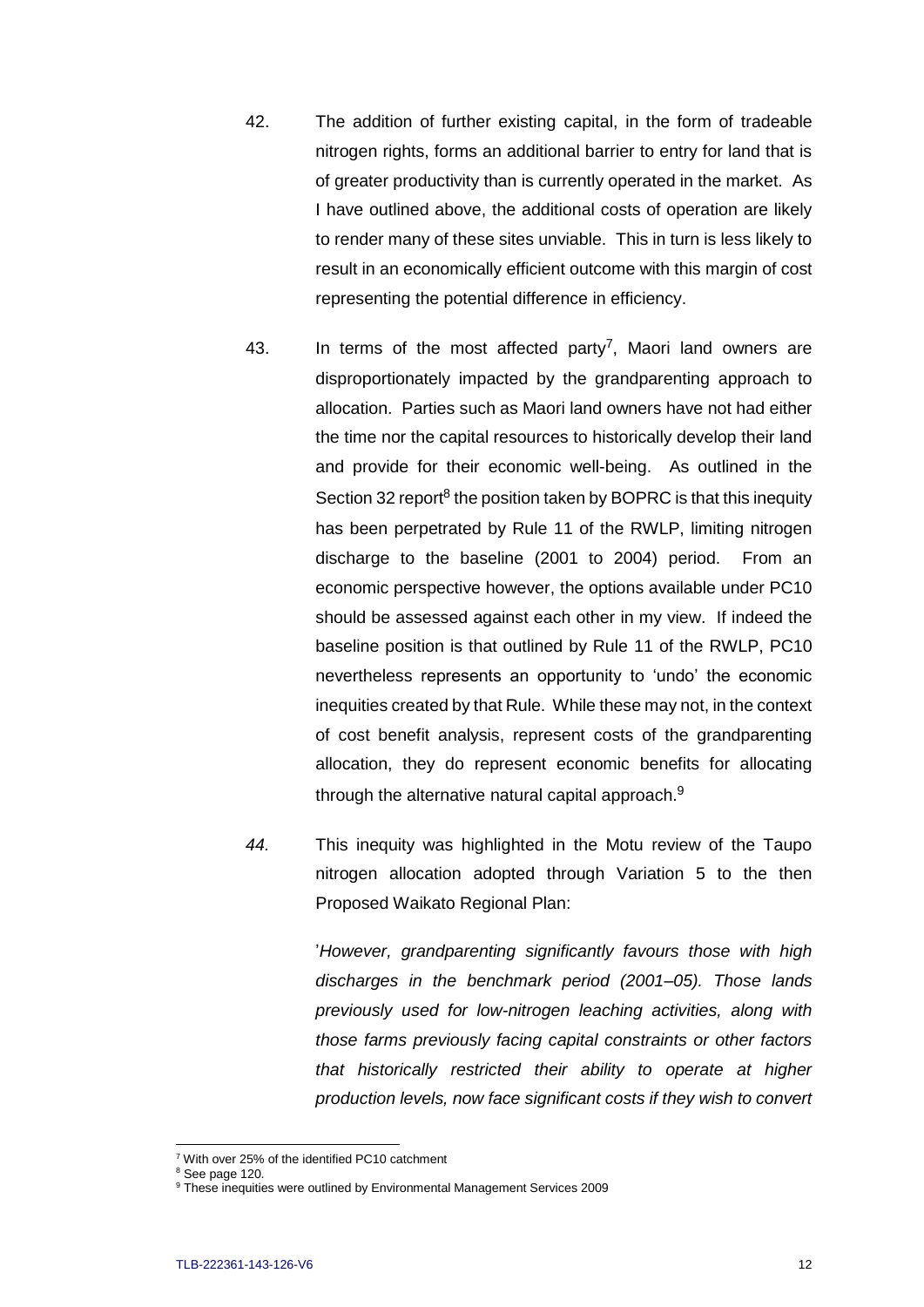42. The addition of further existing capital, in the form of tradeable nitrogen rights, forms an additional barrier to entry for land that is of greater productivity than is currently operated in the market. As I have outlined above, the additional costs of operation are likely to render many of these sites unviable. This in turn is less likely to result in an economically efficient outcome with this margin of cost representing the potential difference in efficiency.

43. In terms of the most affected party[7], Maori land owners are disproportionately impacted by the grandparenting approach to allocation. Parties such as Maori land owners have not had either the time nor the capital resources to historically develop their land and provide for their economic well-being. As outlined in the Section 32 report[8] the position taken by BOPRC is that this inequity has been perpetrated by Rule 11 of the RWLP, limiting nitrogen discharge to the baseline (2001 to 2004) period. From an economic perspective however, the options available under PC10 should be assessed against each other in my view. If indeed the baseline position is that outlined by Rule 11 of the RWLP, PC10 nevertheless represents an opportunity to 'undo' the economic inequities created by that Rule. While these may not, in the context of cost benefit analysis, represent costs of the grandparenting allocation, they do represent economic benefits for allocating through the alternative natural capital approach.[9]

*44.* This inequity was highlighted in the Motu review of the Taupo nitrogen allocation adopted through Variation 5 to the then Proposed Waikato Regional Plan:

> '*However, grandparenting significantly favours those with high discharges in the benchmark period (2001–05). Those lands previously used for low-nitrogen leaching activities, along with those farms previously facing capital constraints or other factors that historically restricted their ability to operate at higher production levels, now face significant costs if they wish to convert*

---

[7] With over 25% of the identified PC10 catchment

[8] See page 120.

[9] These inequities were outlined by Environmental Management Services 2009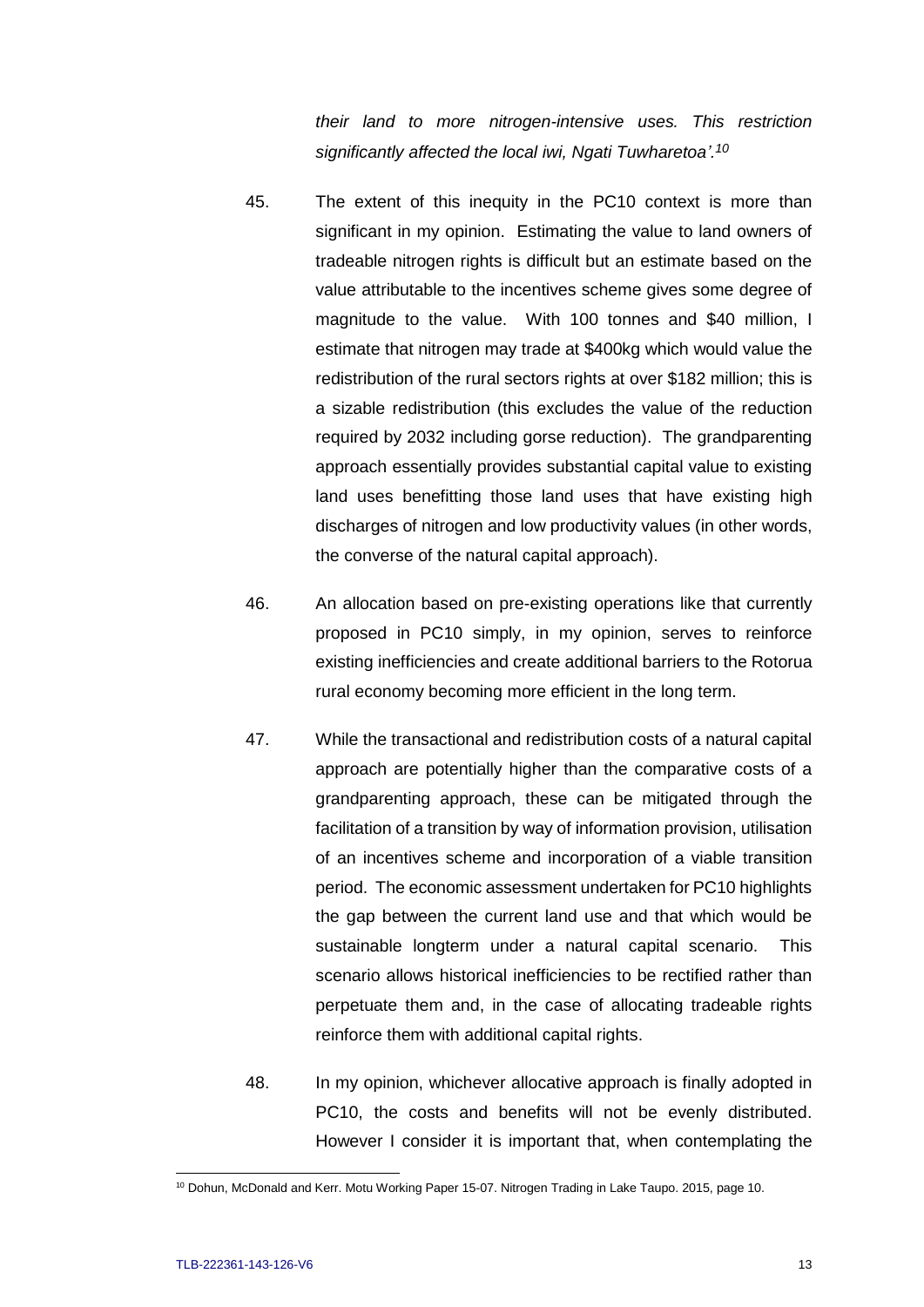*their land to more nitrogen-intensive uses. This restriction significantly affected the local iwi, Ngati Tuwharetoa'.*[10]

45. The extent of this inequity in the PC10 context is more than significant in my opinion. Estimating the value to land owners of tradeable nitrogen rights is difficult but an estimate based on the value attributable to the incentives scheme gives some degree of magnitude to the value. With 100 tonnes and $40 million, I estimate that nitrogen may trade at $400kg which would value the redistribution of the rural sectors rights at over $182 million; this is a sizable redistribution (this excludes the value of the reduction required by 2032 including gorse reduction). The grandparenting approach essentially provides substantial capital value to existing land uses benefitting those land uses that have existing high discharges of nitrogen and low productivity values (in other words, the converse of the natural capital approach).

46. An allocation based on pre-existing operations like that currently proposed in PC10 simply, in my opinion, serves to reinforce existing inefficiencies and create additional barriers to the Rotorua rural economy becoming more efficient in the long term.

47. While the transactional and redistribution costs of a natural capital approach are potentially higher than the comparative costs of a grandparenting approach, these can be mitigated through the facilitation of a transition by way of information provision, utilisation of an incentives scheme and incorporation of a viable transition period. The economic assessment undertaken for PC10 highlights the gap between the current land use and that which would be sustainable longterm under a natural capital scenario. This scenario allows historical inefficiencies to be rectified rather than perpetuate them and, in the case of allocating tradeable rights reinforce them with additional capital rights.

48. In my opinion, whichever allocative approach is finally adopted in PC10, the costs and benefits will not be evenly distributed. However I consider it is important that, when contemplating the

---

[10] Dohun, McDonald and Kerr. Motu Working Paper 15-07. Nitrogen Trading in Lake Taupo. 2015, page 10.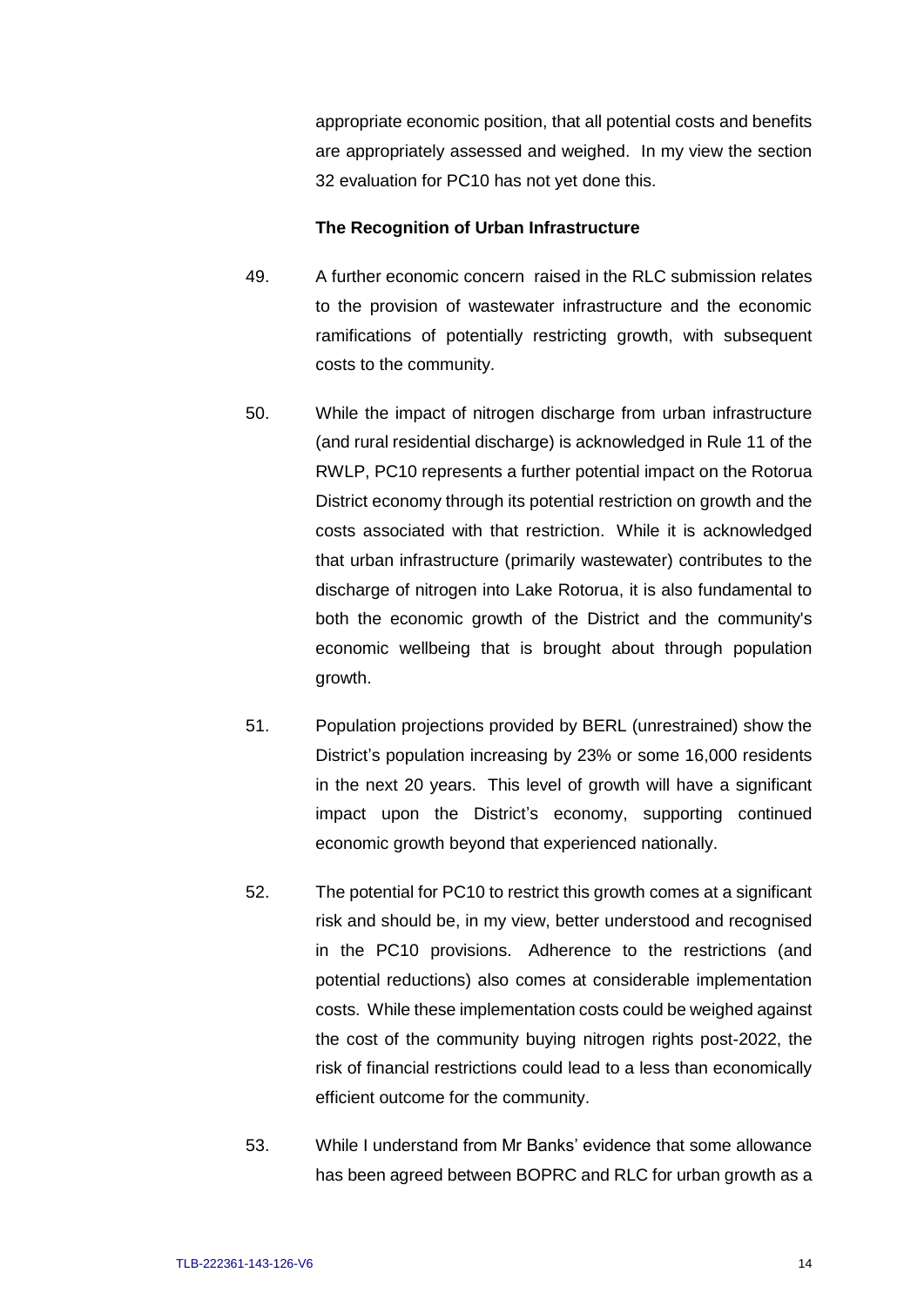appropriate economic position, that all potential costs and benefits are appropriately assessed and weighed. In my view the section 32 evaluation for PC10 has not yet done this.

### The Recognition of Urban Infrastructure

49. A further economic concern raised in the RLC submission relates to the provision of wastewater infrastructure and the economic ramifications of potentially restricting growth, with subsequent costs to the community.

50. While the impact of nitrogen discharge from urban infrastructure (and rural residential discharge) is acknowledged in Rule 11 of the RWLP, PC10 represents a further potential impact on the Rotorua District economy through its potential restriction on growth and the costs associated with that restriction. While it is acknowledged that urban infrastructure (primarily wastewater) contributes to the discharge of nitrogen into Lake Rotorua, it is also fundamental to both the economic growth of the District and the community's economic wellbeing that is brought about through population growth.

51. Population projections provided by BERL (unrestrained) show the District's population increasing by 23% or some 16,000 residents in the next 20 years. This level of growth will have a significant impact upon the District's economy, supporting continued economic growth beyond that experienced nationally.

52. The potential for PC10 to restrict this growth comes at a significant risk and should be, in my view, better understood and recognised in the PC10 provisions. Adherence to the restrictions (and potential reductions) also comes at considerable implementation costs. While these implementation costs could be weighed against the cost of the community buying nitrogen rights post-2022, the risk of financial restrictions could lead to a less than economically efficient outcome for the community.

53. While I understand from Mr Banks' evidence that some allowance has been agreed between BOPRC and RLC for urban growth as a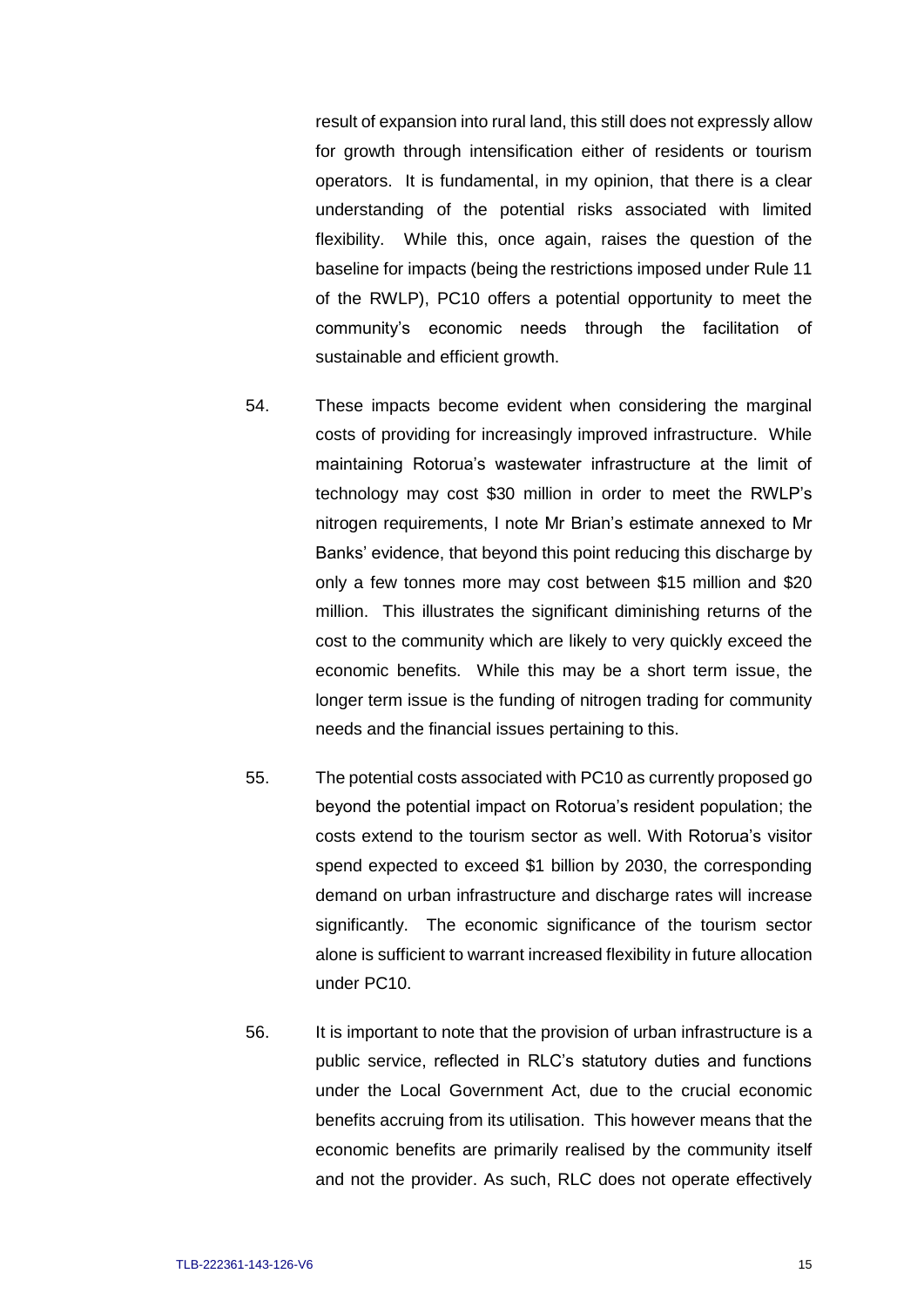result of expansion into rural land, this still does not expressly allow for growth through intensification either of residents or tourism operators. It is fundamental, in my opinion, that there is a clear understanding of the potential risks associated with limited flexibility. While this, once again, raises the question of the baseline for impacts (being the restrictions imposed under Rule 11 of the RWLP), PC10 offers a potential opportunity to meet the community's economic needs through the facilitation of sustainable and efficient growth.

54. These impacts become evident when considering the marginal costs of providing for increasingly improved infrastructure. While maintaining Rotorua's wastewater infrastructure at the limit of technology may cost $30 million in order to meet the RWLP's nitrogen requirements, I note Mr Brian's estimate annexed to Mr Banks' evidence, that beyond this point reducing this discharge by only a few tonnes more may cost between $15 million and $20 million. This illustrates the significant diminishing returns of the cost to the community which are likely to very quickly exceed the economic benefits. While this may be a short term issue, the longer term issue is the funding of nitrogen trading for community needs and the financial issues pertaining to this.

55. The potential costs associated with PC10 as currently proposed go beyond the potential impact on Rotorua's resident population; the costs extend to the tourism sector as well. With Rotorua's visitor spend expected to exceed $1 billion by 2030, the corresponding demand on urban infrastructure and discharge rates will increase significantly. The economic significance of the tourism sector alone is sufficient to warrant increased flexibility in future allocation under PC10.

56. It is important to note that the provision of urban infrastructure is a public service, reflected in RLC's statutory duties and functions under the Local Government Act, due to the crucial economic benefits accruing from its utilisation. This however means that the economic benefits are primarily realised by the community itself and not the provider. As such, RLC does not operate effectively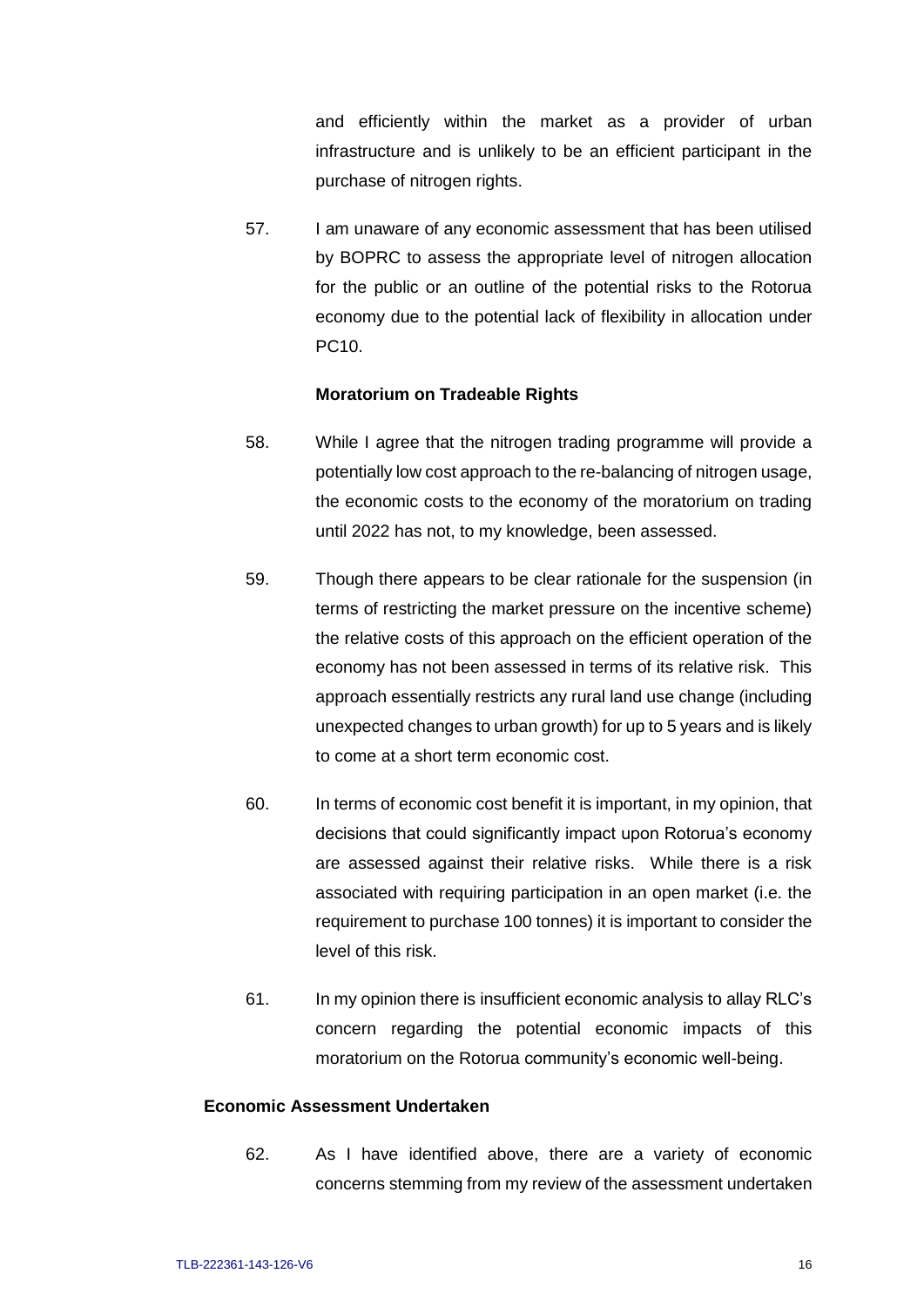and efficiently within the market as a provider of urban infrastructure and is unlikely to be an efficient participant in the purchase of nitrogen rights.

57. I am unaware of any economic assessment that has been utilised by BOPRC to assess the appropriate level of nitrogen allocation for the public or an outline of the potential risks to the Rotorua economy due to the potential lack of flexibility in allocation under PC10.

**Moratorium on Tradeable Rights**

58. While I agree that the nitrogen trading programme will provide a potentially low cost approach to the re-balancing of nitrogen usage, the economic costs to the economy of the moratorium on trading until 2022 has not, to my knowledge, been assessed.

59. Though there appears to be clear rationale for the suspension (in terms of restricting the market pressure on the incentive scheme) the relative costs of this approach on the efficient operation of the economy has not been assessed in terms of its relative risk. This approach essentially restricts any rural land use change (including unexpected changes to urban growth) for up to 5 years and is likely to come at a short term economic cost.

60. In terms of economic cost benefit it is important, in my opinion, that decisions that could significantly impact upon Rotorua's economy are assessed against their relative risks. While there is a risk associated with requiring participation in an open market (i.e. the requirement to purchase 100 tonnes) it is important to consider the level of this risk.

61. In my opinion there is insufficient economic analysis to allay RLC's concern regarding the potential economic impacts of this moratorium on the Rotorua community's economic well-being.

**Economic Assessment Undertaken**

62. As I have identified above, there are a variety of economic concerns stemming from my review of the assessment undertaken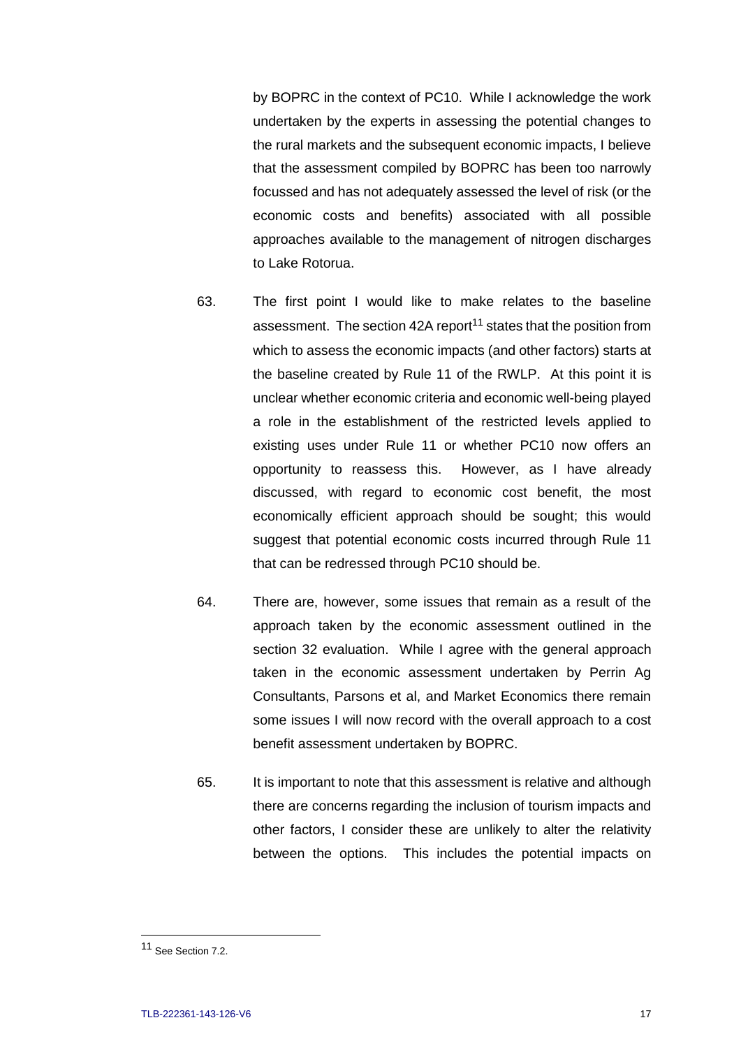by BOPRC in the context of PC10. While I acknowledge the work undertaken by the experts in assessing the potential changes to the rural markets and the subsequent economic impacts, I believe that the assessment compiled by BOPRC has been too narrowly focussed and has not adequately assessed the level of risk (or the economic costs and benefits) associated with all possible approaches available to the management of nitrogen discharges to Lake Rotorua.

63. The first point I would like to make relates to the baseline assessment. The section 42A report[11] states that the position from which to assess the economic impacts (and other factors) starts at the baseline created by Rule 11 of the RWLP. At this point it is unclear whether economic criteria and economic well-being played a role in the establishment of the restricted levels applied to existing uses under Rule 11 or whether PC10 now offers an opportunity to reassess this. However, as I have already discussed, with regard to economic cost benefit, the most economically efficient approach should be sought; this would suggest that potential economic costs incurred through Rule 11 that can be redressed through PC10 should be.

64. There are, however, some issues that remain as a result of the approach taken by the economic assessment outlined in the section 32 evaluation. While I agree with the general approach taken in the economic assessment undertaken by Perrin Ag Consultants, Parsons et al, and Market Economics there remain some issues I will now record with the overall approach to a cost benefit assessment undertaken by BOPRC.

65. It is important to note that this assessment is relative and although there are concerns regarding the inclusion of tourism impacts and other factors, I consider these are unlikely to alter the relativity between the options. This includes the potential impacts on

---

[11] See Section 7.2.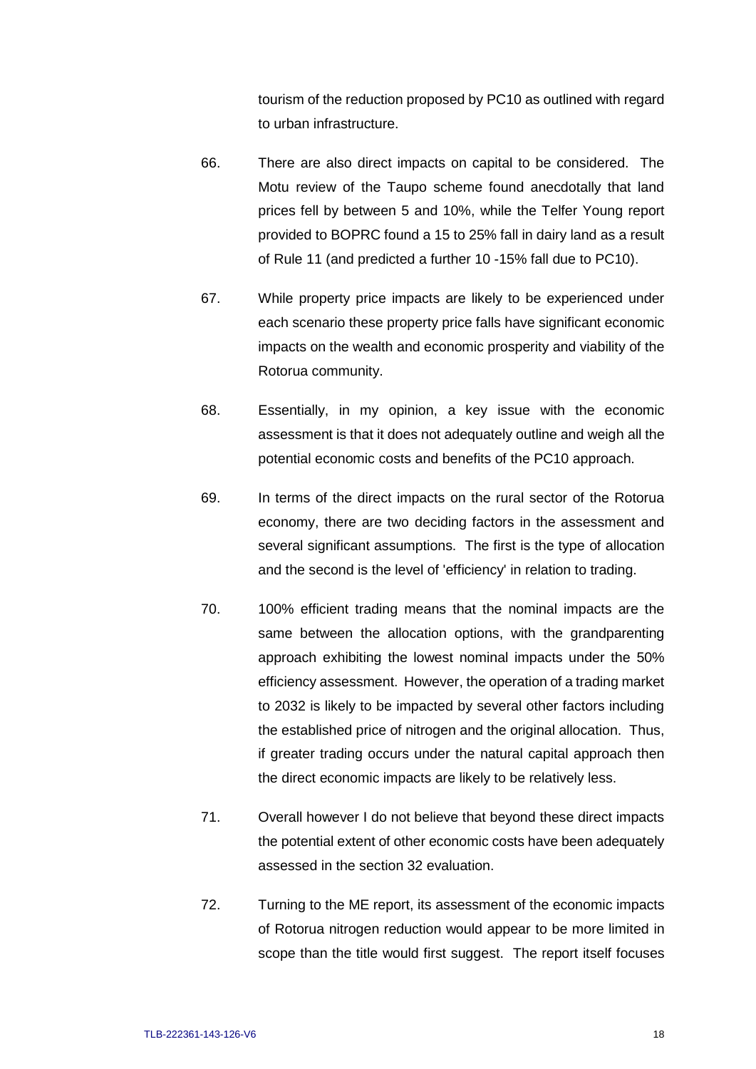tourism of the reduction proposed by PC10 as outlined with regard to urban infrastructure.

66. There are also direct impacts on capital to be considered. The Motu review of the Taupo scheme found anecdotally that land prices fell by between 5 and 10%, while the Telfer Young report provided to BOPRC found a 15 to 25% fall in dairy land as a result of Rule 11 (and predicted a further 10 -15% fall due to PC10).

67. While property price impacts are likely to be experienced under each scenario these property price falls have significant economic impacts on the wealth and economic prosperity and viability of the Rotorua community.

68. Essentially, in my opinion, a key issue with the economic assessment is that it does not adequately outline and weigh all the potential economic costs and benefits of the PC10 approach.

69. In terms of the direct impacts on the rural sector of the Rotorua economy, there are two deciding factors in the assessment and several significant assumptions. The first is the type of allocation and the second is the level of 'efficiency' in relation to trading.

70. 100% efficient trading means that the nominal impacts are the same between the allocation options, with the grandparenting approach exhibiting the lowest nominal impacts under the 50% efficiency assessment. However, the operation of a trading market to 2032 is likely to be impacted by several other factors including the established price of nitrogen and the original allocation. Thus, if greater trading occurs under the natural capital approach then the direct economic impacts are likely to be relatively less.

71. Overall however I do not believe that beyond these direct impacts the potential extent of other economic costs have been adequately assessed in the section 32 evaluation.

72. Turning to the ME report, its assessment of the economic impacts of Rotorua nitrogen reduction would appear to be more limited in scope than the title would first suggest. The report itself focuses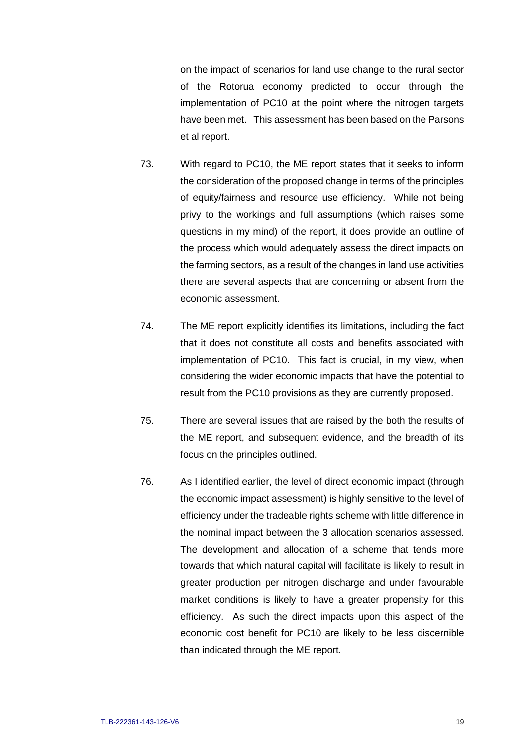on the impact of scenarios for land use change to the rural sector of the Rotorua economy predicted to occur through the implementation of PC10 at the point where the nitrogen targets have been met. This assessment has been based on the Parsons et al report.

73. With regard to PC10, the ME report states that it seeks to inform the consideration of the proposed change in terms of the principles of equity/fairness and resource use efficiency. While not being privy to the workings and full assumptions (which raises some questions in my mind) of the report, it does provide an outline of the process which would adequately assess the direct impacts on the farming sectors, as a result of the changes in land use activities there are several aspects that are concerning or absent from the economic assessment.

74. The ME report explicitly identifies its limitations, including the fact that it does not constitute all costs and benefits associated with implementation of PC10. This fact is crucial, in my view, when considering the wider economic impacts that have the potential to result from the PC10 provisions as they are currently proposed.

75. There are several issues that are raised by the both the results of the ME report, and subsequent evidence, and the breadth of its focus on the principles outlined.

76. As I identified earlier, the level of direct economic impact (through the economic impact assessment) is highly sensitive to the level of efficiency under the tradeable rights scheme with little difference in the nominal impact between the 3 allocation scenarios assessed. The development and allocation of a scheme that tends more towards that which natural capital will facilitate is likely to result in greater production per nitrogen discharge and under favourable market conditions is likely to have a greater propensity for this efficiency. As such the direct impacts upon this aspect of the economic cost benefit for PC10 are likely to be less discernible than indicated through the ME report.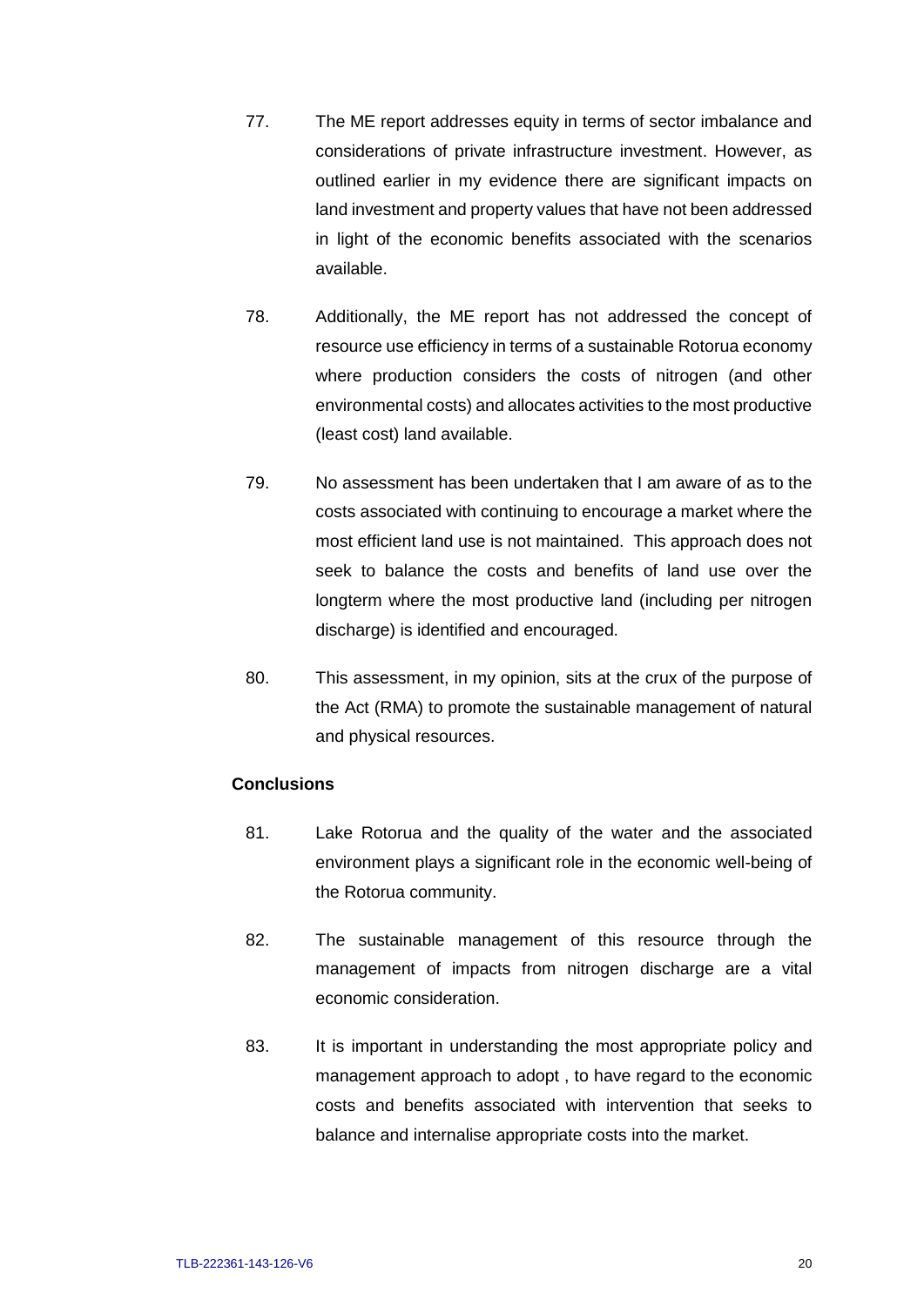77. The ME report addresses equity in terms of sector imbalance and considerations of private infrastructure investment. However, as outlined earlier in my evidence there are significant impacts on land investment and property values that have not been addressed in light of the economic benefits associated with the scenarios available.

78. Additionally, the ME report has not addressed the concept of resource use efficiency in terms of a sustainable Rotorua economy where production considers the costs of nitrogen (and other environmental costs) and allocates activities to the most productive (least cost) land available.

79. No assessment has been undertaken that I am aware of as to the costs associated with continuing to encourage a market where the most efficient land use is not maintained. This approach does not seek to balance the costs and benefits of land use over the longterm where the most productive land (including per nitrogen discharge) is identified and encouraged.

80. This assessment, in my opinion, sits at the crux of the purpose of the Act (RMA) to promote the sustainable management of natural and physical resources.

**Conclusions**

81. Lake Rotorua and the quality of the water and the associated environment plays a significant role in the economic well-being of the Rotorua community.

82. The sustainable management of this resource through the management of impacts from nitrogen discharge are a vital economic consideration.

83. It is important in understanding the most appropriate policy and management approach to adopt , to have regard to the economic costs and benefits associated with intervention that seeks to balance and internalise appropriate costs into the market.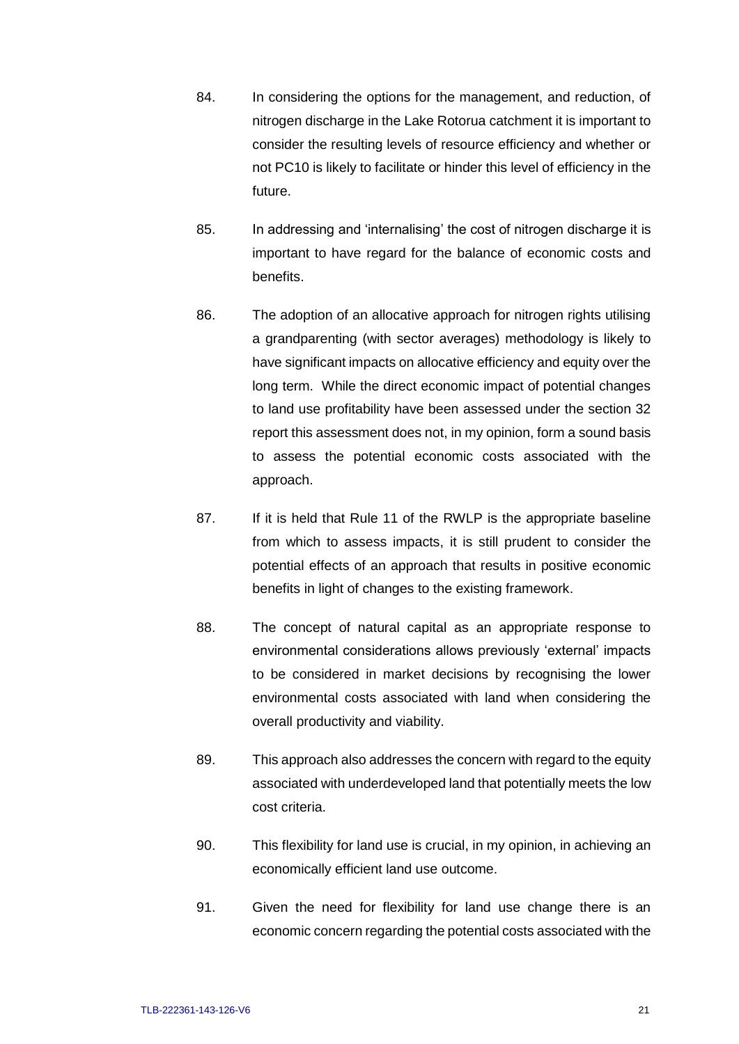84. In considering the options for the management, and reduction, of nitrogen discharge in the Lake Rotorua catchment it is important to consider the resulting levels of resource efficiency and whether or not PC10 is likely to facilitate or hinder this level of efficiency in the future.

85. In addressing and 'internalising' the cost of nitrogen discharge it is important to have regard for the balance of economic costs and benefits.

86. The adoption of an allocative approach for nitrogen rights utilising a grandparenting (with sector averages) methodology is likely to have significant impacts on allocative efficiency and equity over the long term. While the direct economic impact of potential changes to land use profitability have been assessed under the section 32 report this assessment does not, in my opinion, form a sound basis to assess the potential economic costs associated with the approach.

87. If it is held that Rule 11 of the RWLP is the appropriate baseline from which to assess impacts, it is still prudent to consider the potential effects of an approach that results in positive economic benefits in light of changes to the existing framework.

88. The concept of natural capital as an appropriate response to environmental considerations allows previously 'external' impacts to be considered in market decisions by recognising the lower environmental costs associated with land when considering the overall productivity and viability.

89. This approach also addresses the concern with regard to the equity associated with underdeveloped land that potentially meets the low cost criteria.

90. This flexibility for land use is crucial, in my opinion, in achieving an economically efficient land use outcome.

91. Given the need for flexibility for land use change there is an economic concern regarding the potential costs associated with the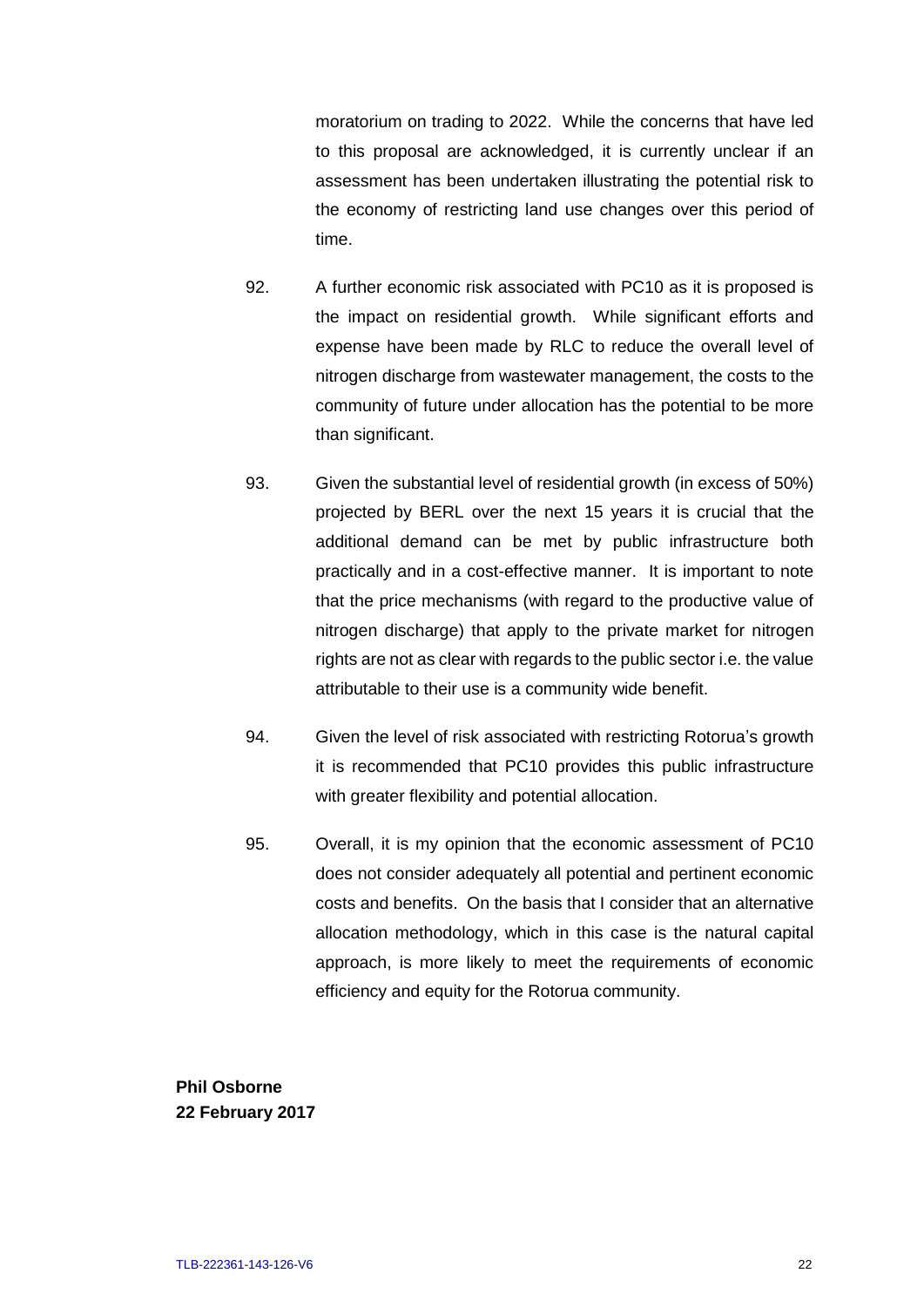moratorium on trading to 2022. While the concerns that have led to this proposal are acknowledged, it is currently unclear if an assessment has been undertaken illustrating the potential risk to the economy of restricting land use changes over this period of time.

92. A further economic risk associated with PC10 as it is proposed is the impact on residential growth. While significant efforts and expense have been made by RLC to reduce the overall level of nitrogen discharge from wastewater management, the costs to the community of future under allocation has the potential to be more than significant.

93. Given the substantial level of residential growth (in excess of 50%) projected by BERL over the next 15 years it is crucial that the additional demand can be met by public infrastructure both practically and in a cost-effective manner. It is important to note that the price mechanisms (with regard to the productive value of nitrogen discharge) that apply to the private market for nitrogen rights are not as clear with regards to the public sector i.e. the value attributable to their use is a community wide benefit.

94. Given the level of risk associated with restricting Rotorua's growth it is recommended that PC10 provides this public infrastructure with greater flexibility and potential allocation.

95. Overall, it is my opinion that the economic assessment of PC10 does not consider adequately all potential and pertinent economic costs and benefits. On the basis that I consider that an alternative allocation methodology, which in this case is the natural capital approach, is more likely to meet the requirements of economic efficiency and equity for the Rotorua community.

**Phil Osborne**
**22 February 2017**

TLB-222361-143-126-V6